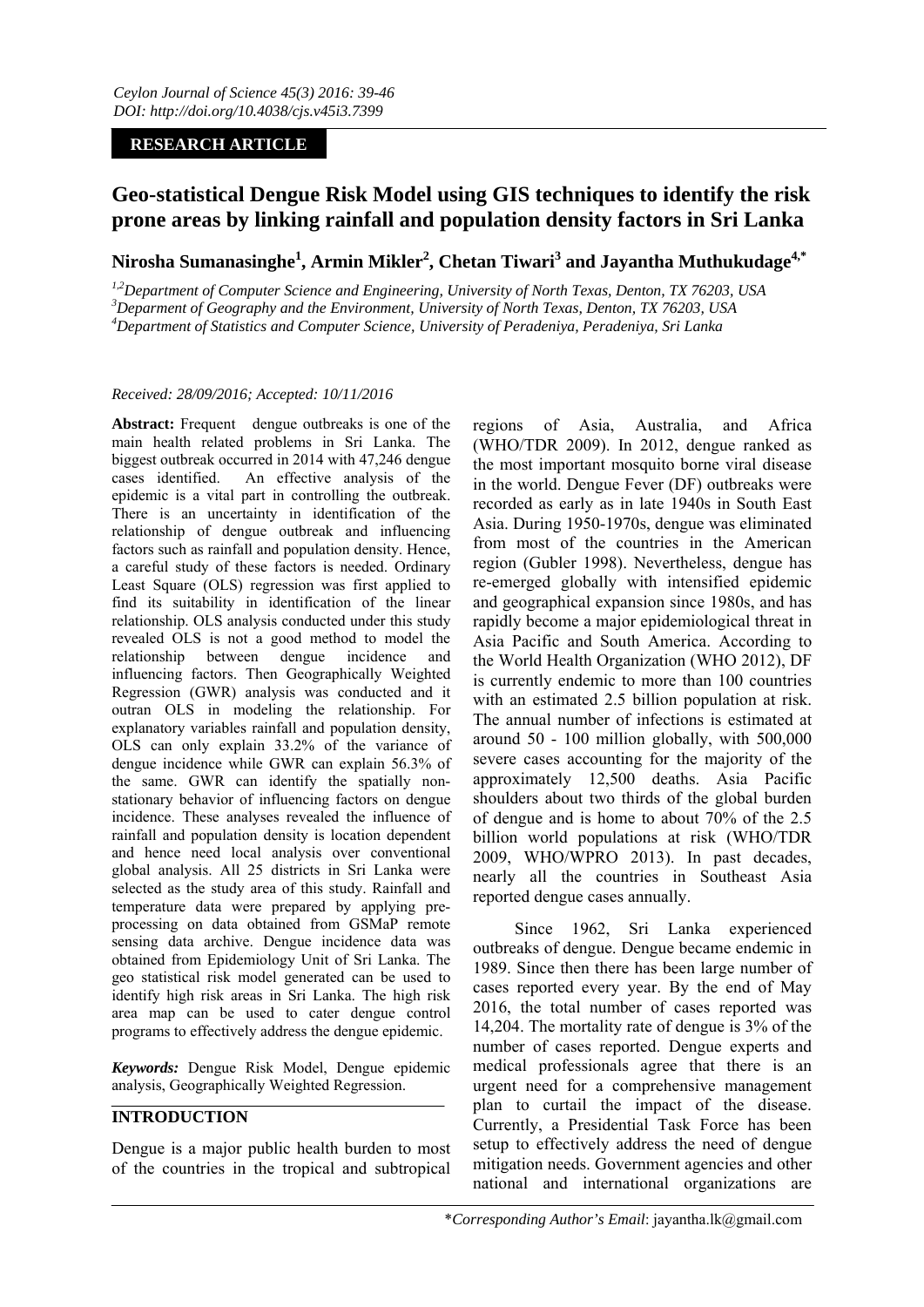*Ceylon Journal of Science 45(3) 2016: 39-46*
*DOI: http://doi.org/10.4038/cjs.v45i3.7399*

**RESEARCH ARTICLE**

# Geo-statistical Dengue Risk Model using GIS techniques to identify the risk prone areas by linking rainfall and population density factors in Sri Lanka

**Nirosha Sumanasinghe[1], Armin Mikler[2], Chetan Tiwari[3] and Jayantha Muthukudage[4,*]**

[1,2]Department of Computer Science and Engineering, University of North Texas, Denton, TX 76203, USA
[3]Deparment of Geography and the Environment, University of North Texas, Denton, TX 76203, USA
[4]Department of Statistics and Computer Science, University of Peradeniya, Peradeniya, Sri Lanka

*Received: 28/09/2016; Accepted: 10/11/2016*

**Abstract:** Frequent dengue outbreaks is one of the main health related problems in Sri Lanka. The biggest outbreak occurred in 2014 with 47,246 dengue cases identified. An effective analysis of the epidemic is a vital part in controlling the outbreak. There is an uncertainty in identification of the relationship of dengue outbreak and influencing factors such as rainfall and population density. Hence, a careful study of these factors is needed. Ordinary Least Square (OLS) regression was first applied to find its suitability in identification of the linear relationship. OLS analysis conducted under this study revealed OLS is not a good method to model the relationship between dengue incidence and influencing factors. Then Geographically Weighted Regression (GWR) analysis was conducted and it outran OLS in modeling the relationship. For explanatory variables rainfall and population density, OLS can only explain 33.2% of the variance of dengue incidence while GWR can explain 56.3% of the same. GWR can identify the spatially non-stationary behavior of influencing factors on dengue incidence. These analyses revealed the influence of rainfall and population density is location dependent and hence need local analysis over conventional global analysis. All 25 districts in Sri Lanka were selected as the study area of this study. Rainfall and temperature data were prepared by applying pre-processing on data obtained from GSMaP remote sensing data archive. Dengue incidence data was obtained from Epidemiology Unit of Sri Lanka. The geo statistical risk model generated can be used to identify high risk areas in Sri Lanka. The high risk area map can be used to cater dengue control programs to effectively address the dengue epidemic.

***Keywords:*** Dengue Risk Model, Dengue epidemic analysis, Geographically Weighted Regression.

## INTRODUCTION

Dengue is a major public health burden to most of the countries in the tropical and subtropical regions of Asia, Australia, and Africa (WHO/TDR 2009). In 2012, dengue ranked as the most important mosquito borne viral disease in the world. Dengue Fever (DF) outbreaks were recorded as early as in late 1940s in South East Asia. During 1950-1970s, dengue was eliminated from most of the countries in the American region (Gubler 1998). Nevertheless, dengue has re-emerged globally with intensified epidemic and geographical expansion since 1980s, and has rapidly become a major epidemiological threat in Asia Pacific and South America. According to the World Health Organization (WHO 2012), DF is currently endemic to more than 100 countries with an estimated 2.5 billion population at risk. The annual number of infections is estimated at around 50 - 100 million globally, with 500,000 severe cases accounting for the majority of the approximately 12,500 deaths. Asia Pacific shoulders about two thirds of the global burden of dengue and is home to about 70% of the 2.5 billion world populations at risk (WHO/TDR 2009, WHO/WPRO 2013). In past decades, nearly all the countries in Southeast Asia reported dengue cases annually.

Since 1962, Sri Lanka experienced outbreaks of dengue. Dengue became endemic in 1989. Since then there has been large number of cases reported every year. By the end of May 2016, the total number of cases reported was 14,204. The mortality rate of dengue is 3% of the number of cases reported. Dengue experts and medical professionals agree that there is an urgent need for a comprehensive management plan to curtail the impact of the disease. Currently, a Presidential Task Force has been setup to effectively address the need of dengue mitigation needs. Government agencies and other national and international organizations are

*Corresponding Author's Email: jayantha.lk@gmail.com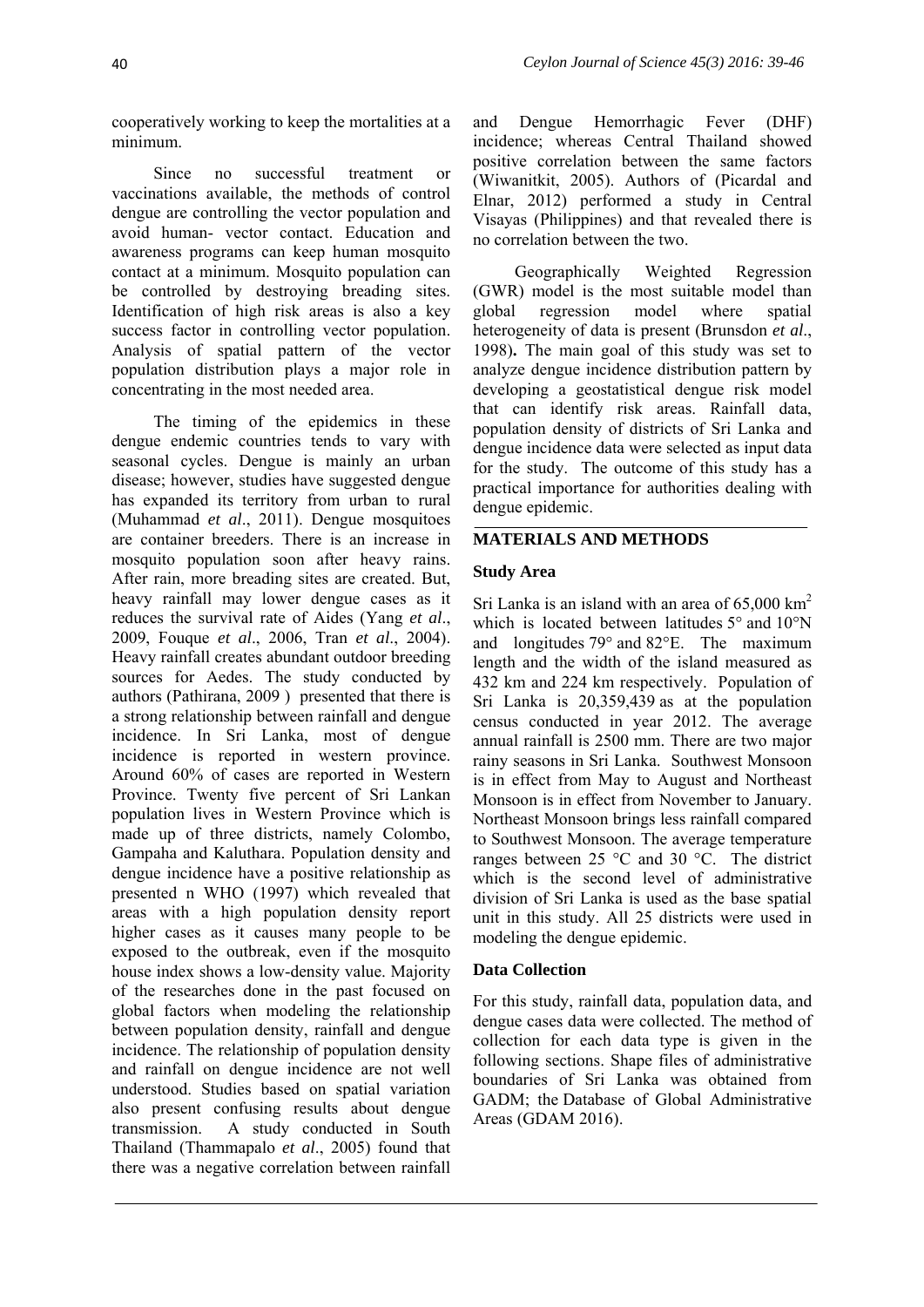cooperatively working to keep the mortalities at a minimum.

Since no successful treatment or vaccinations available, the methods of control dengue are controlling the vector population and avoid human- vector contact. Education and awareness programs can keep human mosquito contact at a minimum. Mosquito population can be controlled by destroying breading sites. Identification of high risk areas is also a key success factor in controlling vector population. Analysis of spatial pattern of the vector population distribution plays a major role in concentrating in the most needed area.

The timing of the epidemics in these dengue endemic countries tends to vary with seasonal cycles. Dengue is mainly an urban disease; however, studies have suggested dengue has expanded its territory from urban to rural (Muhammad *et al*., 2011). Dengue mosquitoes are container breeders. There is an increase in mosquito population soon after heavy rains. After rain, more breading sites are created. But, heavy rainfall may lower dengue cases as it reduces the survival rate of Aides (Yang *et al*., 2009, Fouque *et al*., 2006, Tran *et al*., 2004). Heavy rainfall creates abundant outdoor breeding sources for Aedes. The study conducted by authors (Pathirana, 2009 ) presented that there is a strong relationship between rainfall and dengue incidence. In Sri Lanka, most of dengue incidence is reported in western province. Around 60% of cases are reported in Western Province. Twenty five percent of Sri Lankan population lives in Western Province which is made up of three districts, namely Colombo, Gampaha and Kaluthara. Population density and dengue incidence have a positive relationship as presented n WHO (1997) which revealed that areas with a high population density report higher cases as it causes many people to be exposed to the outbreak, even if the mosquito house index shows a low-density value. Majority of the researches done in the past focused on global factors when modeling the relationship between population density, rainfall and dengue incidence. The relationship of population density and rainfall on dengue incidence are not well understood. Studies based on spatial variation also present confusing results about dengue transmission. A study conducted in South Thailand (Thammapalo *et al*., 2005) found that there was a negative correlation between rainfall and Dengue Hemorrhagic Fever (DHF) incidence; whereas Central Thailand showed positive correlation between the same factors (Wiwanitkit, 2005). Authors of (Picardal and Elnar, 2012) performed a study in Central Visayas (Philippines) and that revealed there is no correlation between the two.

Geographically Weighted Regression (GWR) model is the most suitable model than global regression model where spatial heterogeneity of data is present (Brunsdon *et al*., 1998). The main goal of this study was set to analyze dengue incidence distribution pattern by developing a geostatistical dengue risk model that can identify risk areas. Rainfall data, population density of districts of Sri Lanka and dengue incidence data were selected as input data for the study. The outcome of this study has a practical importance for authorities dealing with dengue epidemic.

## MATERIALS AND METHODS

### Study Area

Sri Lanka is an island with an area of 65,000 km$^2$ which is located between latitudes 5° and 10°N and longitudes 79° and 82°E. The maximum length and the width of the island measured as 432 km and 224 km respectively. Population of Sri Lanka is 20,359,439 as at the population census conducted in year 2012. The average annual rainfall is 2500 mm. There are two major rainy seasons in Sri Lanka. Southwest Monsoon is in effect from May to August and Northeast Monsoon is in effect from November to January. Northeast Monsoon brings less rainfall compared to Southwest Monsoon. The average temperature ranges between 25 °C and 30 °C. The district which is the second level of administrative division of Sri Lanka is used as the base spatial unit in this study. All 25 districts were used in modeling the dengue epidemic.

### Data Collection

For this study, rainfall data, population data, and dengue cases data were collected. The method of collection for each data type is given in the following sections. Shape files of administrative boundaries of Sri Lanka was obtained from GADM; the Database of Global Administrative Areas (GDAM 2016).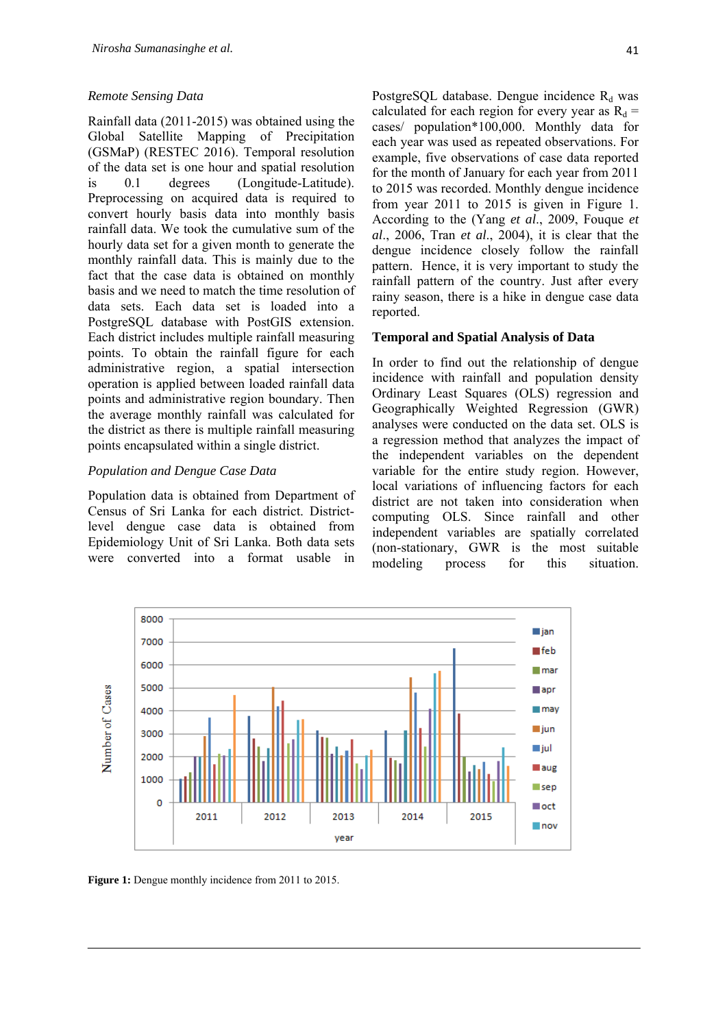*Remote Sensing Data*

Rainfall data (2011-2015) was obtained using the Global Satellite Mapping of Precipitation (GSMaP) (RESTEC 2016). Temporal resolution of the data set is one hour and spatial resolution is 0.1 degrees (Longitude-Latitude). Preprocessing on acquired data is required to convert hourly basis data into monthly basis rainfall data. We took the cumulative sum of the hourly data set for a given month to generate the monthly rainfall data. This is mainly due to the fact that the case data is obtained on monthly basis and we need to match the time resolution of data sets. Each data set is loaded into a PostgreSQL database with PostGIS extension. Each district includes multiple rainfall measuring points. To obtain the rainfall figure for each administrative region, a spatial intersection operation is applied between loaded rainfall data points and administrative region boundary. Then the average monthly rainfall was calculated for the district as there is multiple rainfall measuring points encapsulated within a single district.

*Population and Dengue Case Data*

Population data is obtained from Department of Census of Sri Lanka for each district. District-level dengue case data is obtained from Epidemiology Unit of Sri Lanka. Both data sets were converted into a format usable in PostgreSQL database. Dengue incidence $R_d$ was calculated for each region for every year as $R_d$ = cases/ population*100,000. Monthly data for each year was used as repeated observations. For example, five observations of case data reported for the month of January for each year from 2011 to 2015 was recorded. Monthly dengue incidence from year 2011 to 2015 is given in Figure 1. According to the (Yang *et al*., 2009, Fouque *et al*., 2006, Tran *et al*., 2004), it is clear that the dengue incidence closely follow the rainfall pattern. Hence, it is very important to study the rainfall pattern of the country. Just after every rainy season, there is a hike in dengue case data reported.

**Temporal and Spatial Analysis of Data**

In order to find out the relationship of dengue incidence with rainfall and population density Ordinary Least Squares (OLS) regression and Geographically Weighted Regression (GWR) analyses were conducted on the data set. OLS is a regression method that analyzes the impact of the independent variables on the dependent variable for the entire study region. However, local variations of influencing factors for each district are not taken into consideration when computing OLS. Since rainfall and other independent variables are spatially correlated (non-stationary, GWR is the most suitable modeling process for this situation.

**Figure 1:** Dengue monthly incidence from 2011 to 2015.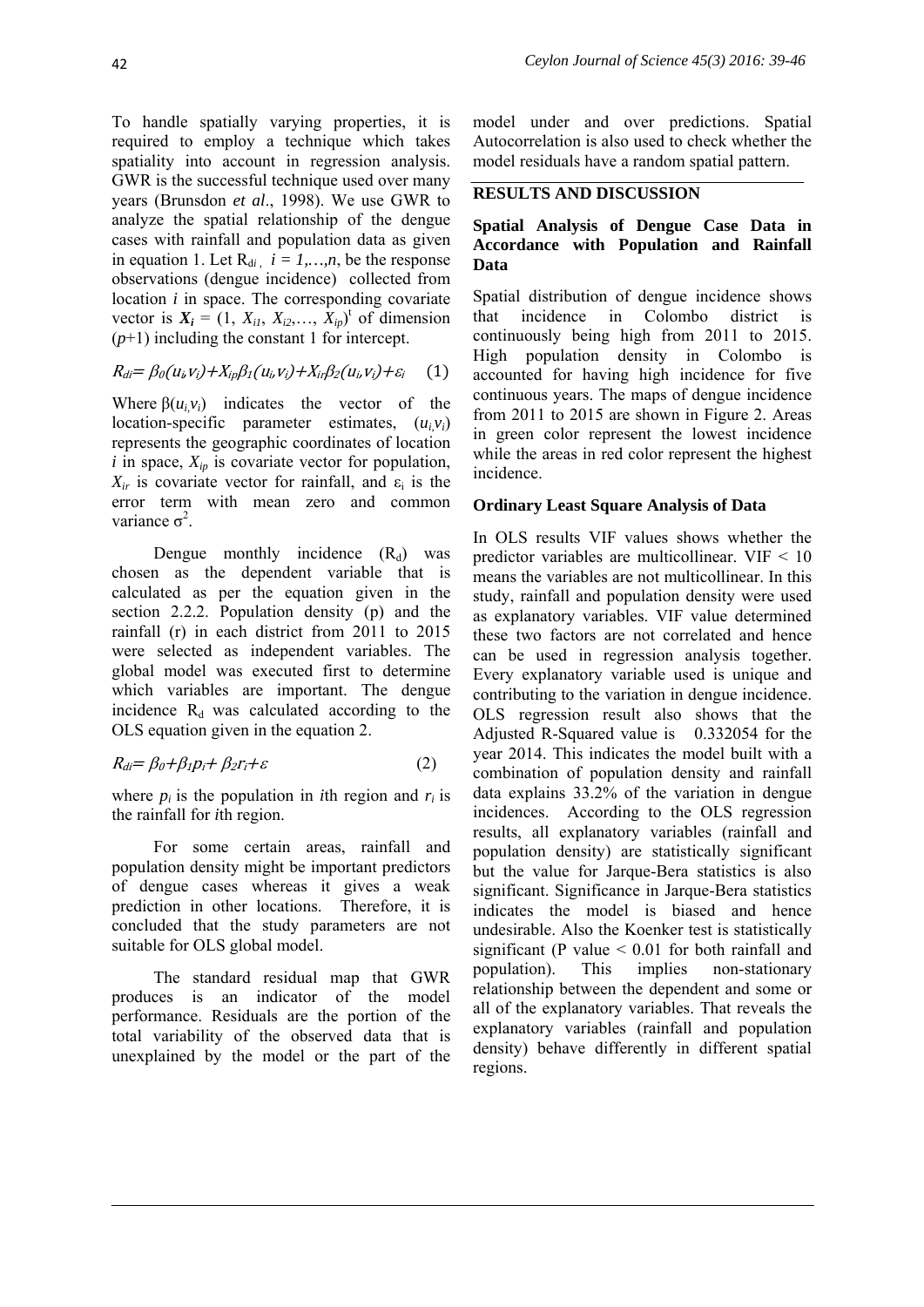To handle spatially varying properties, it is required to employ a technique which takes spatiality into account in regression analysis. GWR is the successful technique used over many years (Brunsdon *et al*., 1998). We use GWR to analyze the spatial relationship of the dengue cases with rainfall and population data as given in equation 1. Let $R_{di}$, $i = 1,\ldots,n$, be the response observations (dengue incidence) collected from location $i$ in space. The corresponding covariate vector is $\boldsymbol{X_i} = (1, X_{i1}, X_{i2},\ldots, X_{ip})^t$ of dimension $(p+1)$ including the constant 1 for intercept.

$$R_{di}= \beta_0(u_i,v_i)+X_{ip}\beta_1(u_i,v_i)+X_{ir}\beta_2(u_i,v_i)+\varepsilon_i \quad (1)$$

Where $\beta(u_i,v_i)$ indicates the vector of the location-specific parameter estimates, $(u_i,v_i)$ represents the geographic coordinates of location $i$ in space, $X_{ip}$ is covariate vector for population, $X_{ir}$ is covariate vector for rainfall, and $\varepsilon_i$ is the error term with mean zero and common variance $\sigma^2$.

Dengue monthly incidence ($R_d$) was chosen as the dependent variable that is calculated as per the equation given in the section 2.2.2. Population density (p) and the rainfall (r) in each district from 2011 to 2015 were selected as independent variables. The global model was executed first to determine which variables are important. The dengue incidence $R_d$ was calculated according to the OLS equation given in the equation 2.

$$R_{di}= \beta_0+\beta_1 p_i+ \beta_2 r_i+\varepsilon \quad (2)$$

where $p_i$ is the population in *i*th region and $r_i$ is the rainfall for *i*th region.

For some certain areas, rainfall and population density might be important predictors of dengue cases whereas it gives a weak prediction in other locations. Therefore, it is concluded that the study parameters are not suitable for OLS global model.

The standard residual map that GWR produces is an indicator of the model performance. Residuals are the portion of the total variability of the observed data that is unexplained by the model or the part of the model under and over predictions. Spatial Autocorrelation is also used to check whether the model residuals have a random spatial pattern.

## RESULTS AND DISCUSSION

### Spatial Analysis of Dengue Case Data in Accordance with Population and Rainfall Data

Spatial distribution of dengue incidence shows that incidence in Colombo district is continuously being high from 2011 to 2015. High population density in Colombo is accounted for having high incidence for five continuous years. The maps of dengue incidence from 2011 to 2015 are shown in Figure 2. Areas in green color represent the lowest incidence while the areas in red color represent the highest incidence.

### Ordinary Least Square Analysis of Data

In OLS results VIF values shows whether the predictor variables are multicollinear. VIF < 10 means the variables are not multicollinear. In this study, rainfall and population density were used as explanatory variables. VIF value determined these two factors are not correlated and hence can be used in regression analysis together. Every explanatory variable used is unique and contributing to the variation in dengue incidence. OLS regression result also shows that the Adjusted R-Squared value is 0.332054 for the year 2014. This indicates the model built with a combination of population density and rainfall data explains 33.2% of the variation in dengue incidences. According to the OLS regression results, all explanatory variables (rainfall and population density) are statistically significant but the value for Jarque-Bera statistics is also significant. Significance in Jarque-Bera statistics indicates the model is biased and hence undesirable. Also the Koenker test is statistically significant (P value < 0.01 for both rainfall and population). This implies non-stationary relationship between the dependent and some or all of the explanatory variables. That reveals the explanatory variables (rainfall and population density) behave differently in different spatial regions.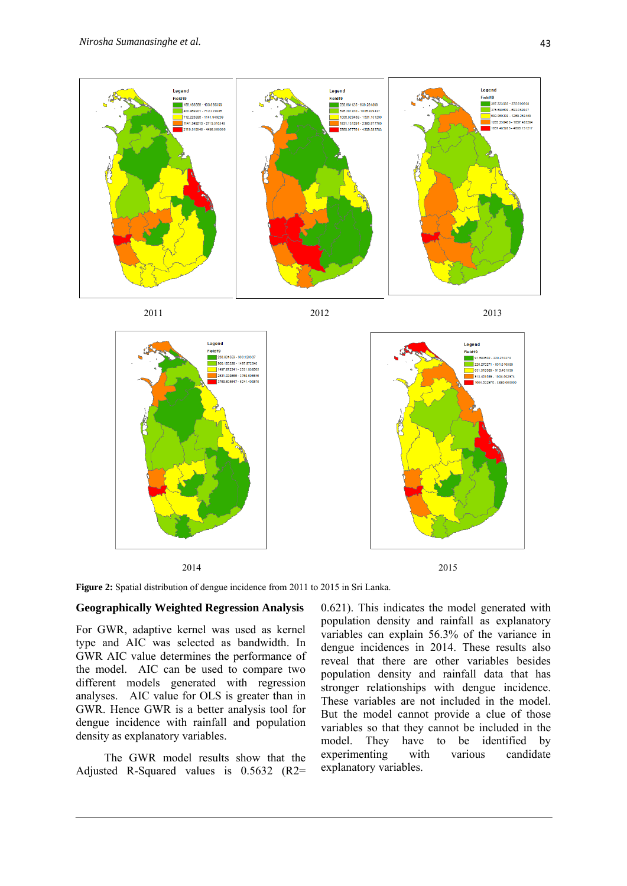2011

2012

2013

2014

2015

**Figure 2:** Spatial distribution of dengue incidence from 2011 to 2015 in Sri Lanka.

## Geographically Weighted Regression Analysis

For GWR, adaptive kernel was used as kernel type and AIC was selected as bandwidth. In GWR AIC value determines the performance of the model. AIC can be used to compare two different models generated with regression analyses. AIC value for OLS is greater than in GWR. Hence GWR is a better analysis tool for dengue incidence with rainfall and population density as explanatory variables.

The GWR model results show that the Adjusted R-Squared values is 0.5632 (R2= 0.621). This indicates the model generated with population density and rainfall as explanatory variables can explain 56.3% of the variance in dengue incidences in 2014. These results also reveal that there are other variables besides population density and rainfall data that has stronger relationships with dengue incidence. These variables are not included in the model. But the model cannot provide a clue of those variables so that they cannot be included in the model. They have to be identified by experimenting with various candidate explanatory variables.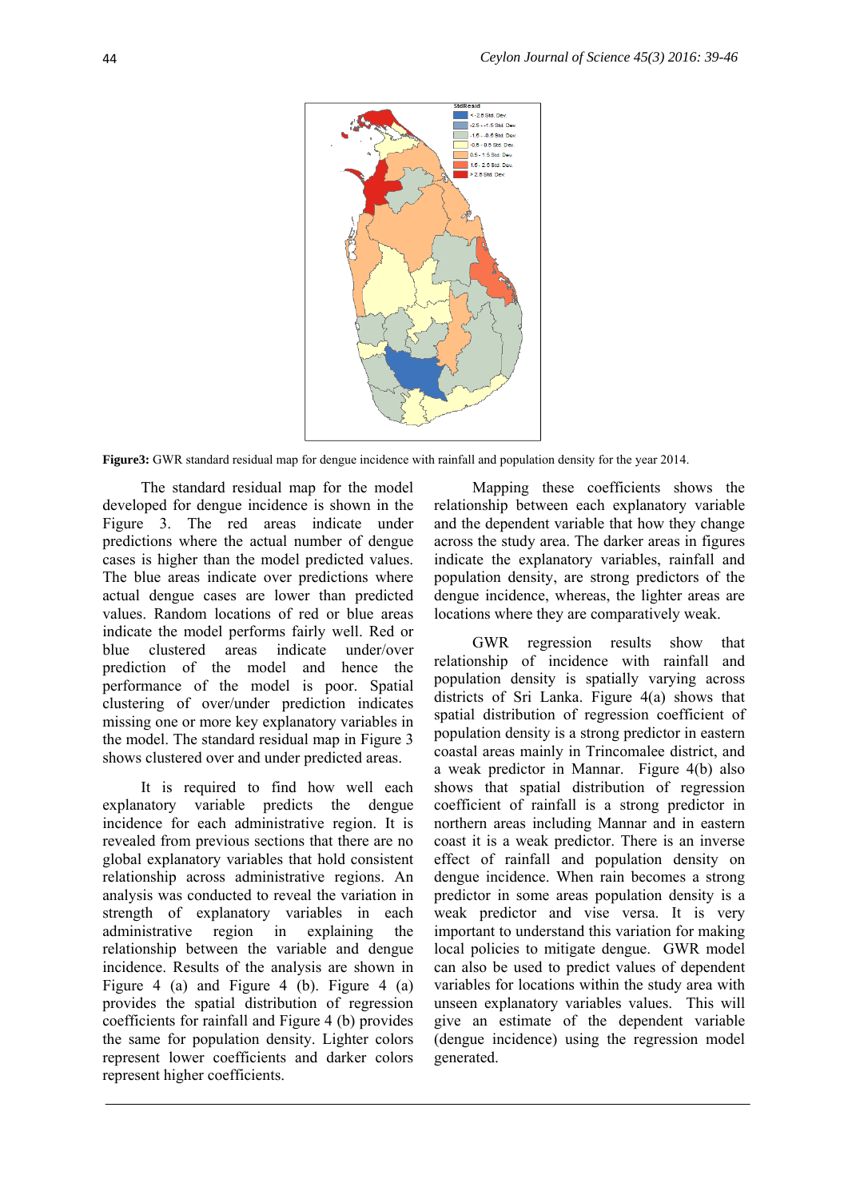**Figure3:** GWR standard residual map for dengue incidence with rainfall and population density for the year 2014.

The standard residual map for the model developed for dengue incidence is shown in the Figure 3. The red areas indicate under predictions where the actual number of dengue cases is higher than the model predicted values. The blue areas indicate over predictions where actual dengue cases are lower than predicted values. Random locations of red or blue areas indicate the model performs fairly well. Red or blue clustered areas indicate under/over prediction of the model and hence the performance of the model is poor. Spatial clustering of over/under prediction indicates missing one or more key explanatory variables in the model. The standard residual map in Figure 3 shows clustered over and under predicted areas.

It is required to find how well each explanatory variable predicts the dengue incidence for each administrative region. It is revealed from previous sections that there are no global explanatory variables that hold consistent relationship across administrative regions. An analysis was conducted to reveal the variation in strength of explanatory variables in each administrative region in explaining the relationship between the variable and dengue incidence. Results of the analysis are shown in Figure 4 (a) and Figure 4 (b). Figure 4 (a) provides the spatial distribution of regression coefficients for rainfall and Figure 4 (b) provides the same for population density. Lighter colors represent lower coefficients and darker colors represent higher coefficients.

Mapping these coefficients shows the relationship between each explanatory variable and the dependent variable that how they change across the study area. The darker areas in figures indicate the explanatory variables, rainfall and population density, are strong predictors of the dengue incidence, whereas, the lighter areas are locations where they are comparatively weak.

GWR regression results show that relationship of incidence with rainfall and population density is spatially varying across districts of Sri Lanka. Figure 4(a) shows that spatial distribution of regression coefficient of population density is a strong predictor in eastern coastal areas mainly in Trincomalee district, and a weak predictor in Mannar. Figure 4(b) also shows that spatial distribution of regression coefficient of rainfall is a strong predictor in northern areas including Mannar and in eastern coast it is a weak predictor. There is an inverse effect of rainfall and population density on dengue incidence. When rain becomes a strong predictor in some areas population density is a weak predictor and vise versa. It is very important to understand this variation for making local policies to mitigate dengue. GWR model can also be used to predict values of dependent variables for locations within the study area with unseen explanatory variables values. This will give an estimate of the dependent variable (dengue incidence) using the regression model generated.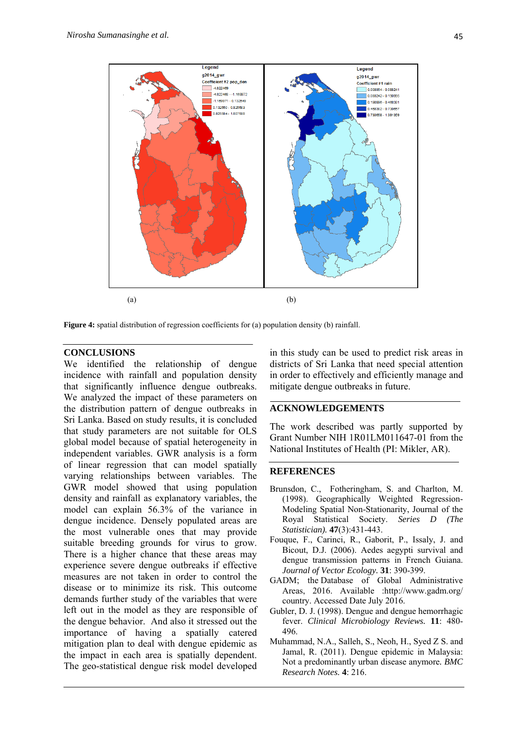(a) (b)

**Figure 4:** spatial distribution of regression coefficients for (a) population density (b) rainfall.

## CONCLUSIONS

We identified the relationship of dengue incidence with rainfall and population density that significantly influence dengue outbreaks. We analyzed the impact of these parameters on the distribution pattern of dengue outbreaks in Sri Lanka. Based on study results, it is concluded that study parameters are not suitable for OLS global model because of spatial heterogeneity in independent variables. GWR analysis is a form of linear regression that can model spatially varying relationships between variables. The GWR model showed that using population density and rainfall as explanatory variables, the model can explain 56.3% of the variance in dengue incidence. Densely populated areas are the most vulnerable ones that may provide suitable breeding grounds for virus to grow. There is a higher chance that these areas may experience severe dengue outbreaks if effective measures are not taken in order to control the disease or to minimize its risk. This outcome demands further study of the variables that were left out in the model as they are responsible of the dengue behavior. And also it stressed out the importance of having a spatially catered mitigation plan to deal with dengue epidemic as the impact in each area is spatially dependent. The geo-statistical dengue risk model developed in this study can be used to predict risk areas in districts of Sri Lanka that need special attention in order to effectively and efficiently manage and mitigate dengue outbreaks in future.

## ACKNOWLEDGEMENTS

The work described was partly supported by Grant Number NIH 1R01LM011647-01 from the National Institutes of Health (PI: Mikler, AR).

## REFERENCES

Brunsdon, C., Fotheringham, S. and Charlton, M. (1998). Geographically Weighted Regression-Modeling Spatial Non-Stationarity, Journal of the Royal Statistical Society. *Series D (The Statistician).* **47**(3):431-443.

Fouque, F., Carinci, R., Gaborit, P., Issaly, J. and Bicout, D.J. (2006). Aedes aegypti survival and dengue transmission patterns in French Guiana. *Journal of Vector Ecology.* **31**: 390-399.

GADM; the Database of Global Administrative Areas, 2016. Available :http://www.gadm.org/country. Accessed Date July 2016.

Gubler, D. J. (1998). Dengue and dengue hemorrhagic fever. *Clinical Microbiology Reviews.* **11**: 480-496.

Muhammad, N.A., Salleh, S., Neoh, H., Syed Z S. and Jamal, R. (2011). Dengue epidemic in Malaysia: Not a predominantly urban disease anymore. *BMC Research Notes.* **4**: 216.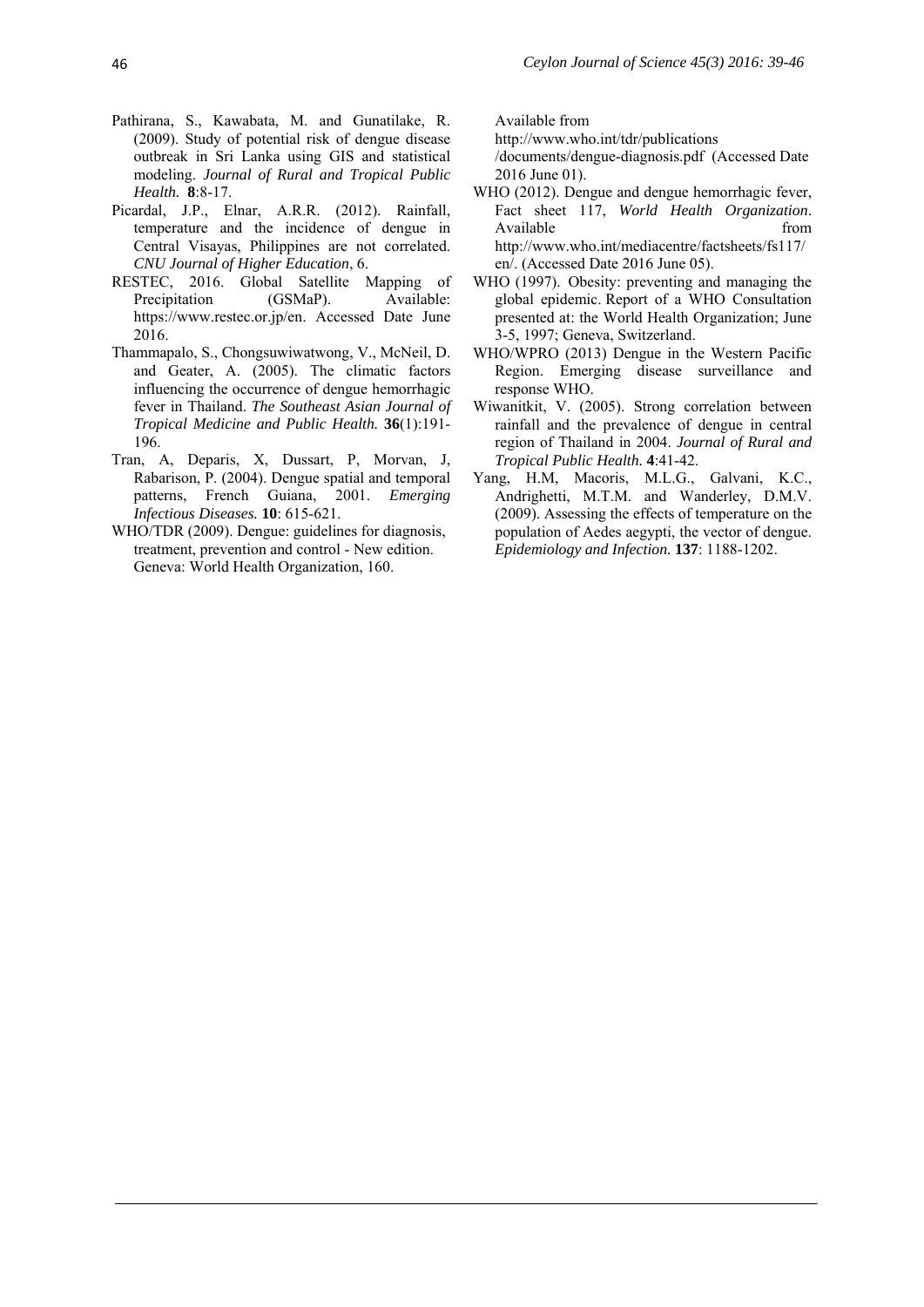Pathirana, S., Kawabata, M. and Gunatilake, R. (2009). Study of potential risk of dengue disease outbreak in Sri Lanka using GIS and statistical modeling. *Journal of Rural and Tropical Public Health.* **8**:8-17.

Picardal, J.P., Elnar, A.R.R. (2012). Rainfall, temperature and the incidence of dengue in Central Visayas, Philippines are not correlated. *CNU Journal of Higher Education*, 6.

RESTEC, 2016. Global Satellite Mapping of Precipitation (GSMaP). Available: https://www.restec.or.jp/en. Accessed Date June 2016.

Thammapalo, S., Chongsuwiwatwong, V., McNeil, D. and Geater, A. (2005). The climatic factors influencing the occurrence of dengue hemorrhagic fever in Thailand. *The Southeast Asian Journal of Tropical Medicine and Public Health.* **36**(1):191-196.

Tran, A, Deparis, X, Dussart, P, Morvan, J, Rabarison, P. (2004). Dengue spatial and temporal patterns, French Guiana, 2001. *Emerging Infectious Diseases.* **10**: 615-621.

WHO/TDR (2009). Dengue: guidelines for diagnosis, treatment, prevention and control - New edition. Geneva: World Health Organization, 160. Available from http://www.who.int/tdr/publications /documents/dengue-diagnosis.pdf (Accessed Date 2016 June 01).

WHO (2012). Dengue and dengue hemorrhagic fever, Fact sheet 117, *World Health Organization*. Available from http://www.who.int/mediacentre/factsheets/fs117/en/. (Accessed Date 2016 June 05).

WHO (1997). Obesity: preventing and managing the global epidemic. Report of a WHO Consultation presented at: the World Health Organization; June 3-5, 1997; Geneva, Switzerland.

WHO/WPRO (2013) Dengue in the Western Pacific Region. Emerging disease surveillance and response WHO.

Wiwanitkit, V. (2005). Strong correlation between rainfall and the prevalence of dengue in central region of Thailand in 2004. *Journal of Rural and Tropical Public Health.* **4**:41-42.

Yang, H.M, Macoris, M.L.G., Galvani, K.C., Andrighetti, M.T.M. and Wanderley, D.M.V. (2009). Assessing the effects of temperature on the population of Aedes aegypti, the vector of dengue. *Epidemiology and Infection.* **137**: 1188-1202.